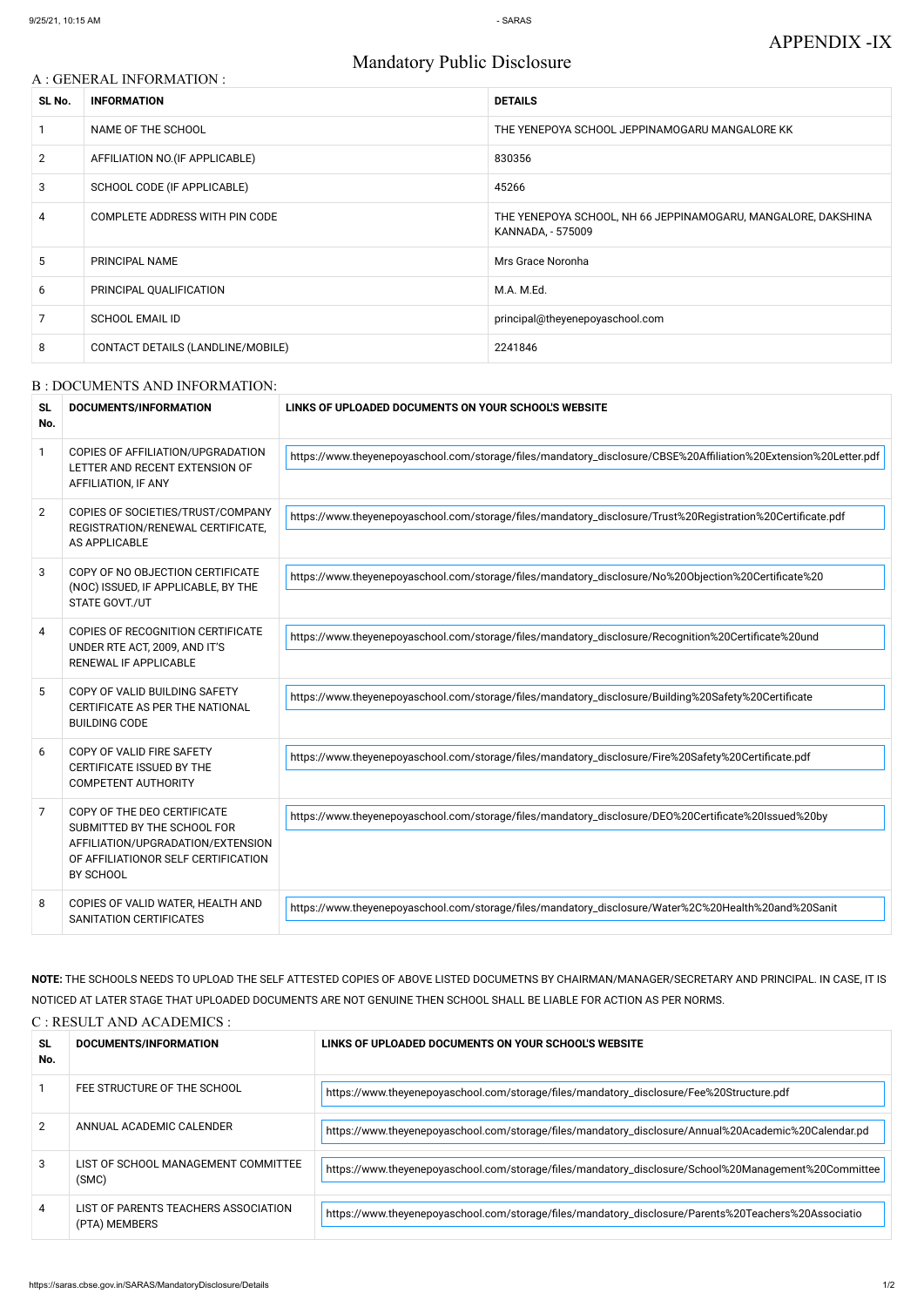APPENDIX -IX

# Mandatory Public Disclosure

## A : GENERAL INFORMATION :

| SL No. | INFORMATION | DETAILS |
|---|---|---|
| 1 | NAME OF THE SCHOOL | THE YENEPOYA SCHOOL JEPPINAMOGARU MANGALORE KK |
| 2 | AFFILIATION NO.(IF APPLICABLE) | 830356 |
| 3 | SCHOOL CODE (IF APPLICABLE) | 45266 |
| 4 | COMPLETE ADDRESS WITH PIN CODE | THE YENEPOYA SCHOOL, NH 66 JEPPINAMOGARU, MANGALORE, DAKSHINA KANNADA, - 575009 |
| 5 | PRINCIPAL NAME | Mrs Grace Noronha |
| 6 | PRINCIPAL QUALIFICATION | M.A. M.Ed. |
| 7 | SCHOOL EMAIL ID | principal@theyenepoyaschool.com |
| 8 | CONTACT DETAILS (LANDLINE/MOBILE) | 2241846 |

## B : DOCUMENTS AND INFORMATION:

| SL No. | DOCUMENTS/INFORMATION | LINKS OF UPLOADED DOCUMENTS ON YOUR SCHOOL'S WEBSITE |
|---|---|---|
| 1 | COPIES OF AFFILIATION/UPGRADATION LETTER AND RECENT EXTENSION OF AFFILIATION, IF ANY | https://www.theyenepoyaschool.com/storage/files/mandatory_disclosure/CBSE%20Affiliation%20Extension%20Letter.pdf |
| 2 | COPIES OF SOCIETIES/TRUST/COMPANY REGISTRATION/RENEWAL CERTIFICATE, AS APPLICABLE | https://www.theyenepoyaschool.com/storage/files/mandatory_disclosure/Trust%20Registration%20Certificate.pdf |
| 3 | COPY OF NO OBJECTION CERTIFICATE (NOC) ISSUED, IF APPLICABLE, BY THE STATE GOVT./UT | https://www.theyenepoyaschool.com/storage/files/mandatory_disclosure/No%20Objection%20Certificate%20 |
| 4 | COPIES OF RECOGNITION CERTIFICATE UNDER RTE ACT, 2009, AND IT'S RENEWAL IF APPLICABLE | https://www.theyenepoyaschool.com/storage/files/mandatory_disclosure/Recognition%20Certificate%20und |
| 5 | COPY OF VALID BUILDING SAFETY CERTIFICATE AS PER THE NATIONAL BUILDING CODE | https://www.theyenepoyaschool.com/storage/files/mandatory_disclosure/Building%20Safety%20Certificate |
| 6 | COPY OF VALID FIRE SAFETY CERTIFICATE ISSUED BY THE COMPETENT AUTHORITY | https://www.theyenepoyaschool.com/storage/files/mandatory_disclosure/Fire%20Safety%20Certificate.pdf |
| 7 | COPY OF THE DEO CERTIFICATE SUBMITTED BY THE SCHOOL FOR AFFILIATION/UPGRADATION/EXTENSION OF AFFILIATIONOR SELF CERTIFICATION BY SCHOOL | https://www.theyenepoyaschool.com/storage/files/mandatory_disclosure/DEO%20Certificate%20Issued%20by |
| 8 | COPIES OF VALID WATER, HEALTH AND SANITATION CERTIFICATES | https://www.theyenepoyaschool.com/storage/files/mandatory_disclosure/Water%2C%20Health%20and%20Sanit |

**NOTE:** THE SCHOOLS NEEDS TO UPLOAD THE SELF ATTESTED COPIES OF ABOVE LISTED DOCUMETNS BY CHAIRMAN/MANAGER/SECRETARY AND PRINCIPAL. IN CASE, IT IS NOTICED AT LATER STAGE THAT UPLOADED DOCUMENTS ARE NOT GENUINE THEN SCHOOL SHALL BE LIABLE FOR ACTION AS PER NORMS.

## C : RESULT AND ACADEMICS :

| SL No. | DOCUMENTS/INFORMATION | LINKS OF UPLOADED DOCUMENTS ON YOUR SCHOOL'S WEBSITE |
|---|---|---|
| 1 | FEE STRUCTURE OF THE SCHOOL | https://www.theyenepoyaschool.com/storage/files/mandatory_disclosure/Fee%20Structure.pdf |
| 2 | ANNUAL ACADEMIC CALENDER | https://www.theyenepoyaschool.com/storage/files/mandatory_disclosure/Annual%20Academic%20Calendar.pd |
| 3 | LIST OF SCHOOL MANAGEMENT COMMITTEE (SMC) | https://www.theyenepoyaschool.com/storage/files/mandatory_disclosure/School%20Management%20Committee |
| 4 | LIST OF PARENTS TEACHERS ASSOCIATION (PTA) MEMBERS | https://www.theyenepoyaschool.com/storage/files/mandatory_disclosure/Parents%20Teachers%20Associatio |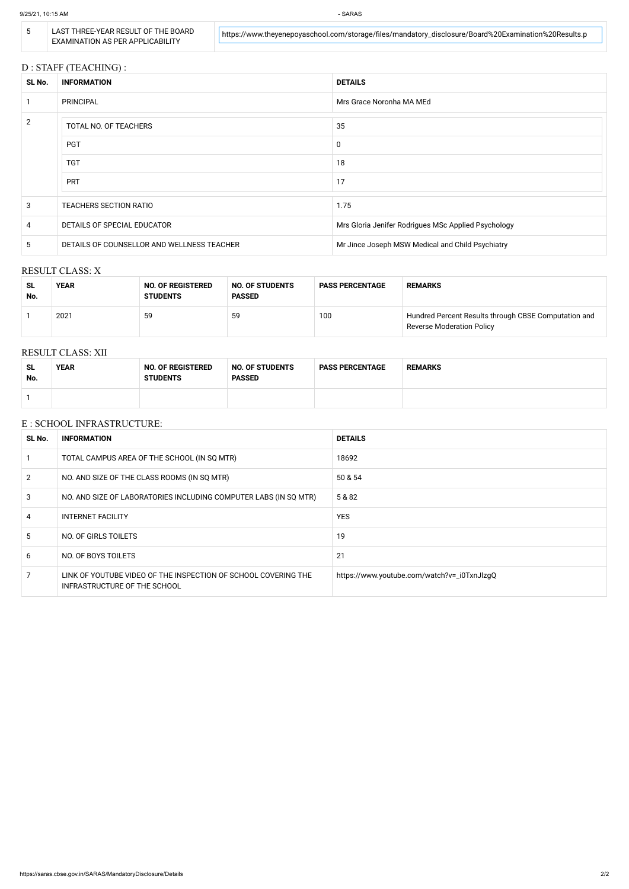| | | |
|---|---|---|
| 5 | LAST THREE-YEAR RESULT OF THE BOARD EXAMINATION AS PER APPLICABILITY | https://www.theyenepoyaschool.com/storage/files/mandatory_disclosure/Board%20Examination%20Results.p |

## D : STAFF (TEACHING) :

| SL No. | INFORMATION | DETAILS |
|---|---|---|
| 1 | PRINCIPAL | Mrs Grace Noronha MA MEd |
| 2 | TOTAL NO. OF TEACHERS | 35 |
| | PGT | 0 |
| | TGT | 18 |
| | PRT | 17 |
| 3 | TEACHERS SECTION RATIO | 1.75 |
| 4 | DETAILS OF SPECIAL EDUCATOR | Mrs Gloria Jenifer Rodrigues MSc Applied Psychology |
| 5 | DETAILS OF COUNSELLOR AND WELLNESS TEACHER | Mr Jince Joseph MSW Medical and Child Psychiatry |

## RESULT CLASS: X

| SL No. | YEAR | NO. OF REGISTERED STUDENTS | NO. OF STUDENTS PASSED | PASS PERCENTAGE | REMARKS |
|---|---|---|---|---|---|
| 1 | 2021 | 59 | 59 | 100 | Hundred Percent Results through CBSE Computation and Reverse Moderation Policy |

## RESULT CLASS: XII

| SL No. | YEAR | NO. OF REGISTERED STUDENTS | NO. OF STUDENTS PASSED | PASS PERCENTAGE | REMARKS |
|---|---|---|---|---|---|
| 1 | | | | | |

## E : SCHOOL INFRASTRUCTURE:

| SL No. | INFORMATION | DETAILS |
|---|---|---|
| 1 | TOTAL CAMPUS AREA OF THE SCHOOL (IN SQ MTR) | 18692 |
| 2 | NO. AND SIZE OF THE CLASS ROOMS (IN SQ MTR) | 50 & 54 |
| 3 | NO. AND SIZE OF LABORATORIES INCLUDING COMPUTER LABS (IN SQ MTR) | 5 & 82 |
| 4 | INTERNET FACILITY | YES |
| 5 | NO. OF GIRLS TOILETS | 19 |
| 6 | NO. OF BOYS TOILETS | 21 |
| 7 | LINK OF YOUTUBE VIDEO OF THE INSPECTION OF SCHOOL COVERING THE INFRASTRUCTURE OF THE SCHOOL | https://www.youtube.com/watch?v=_i0TxnJlzgQ |